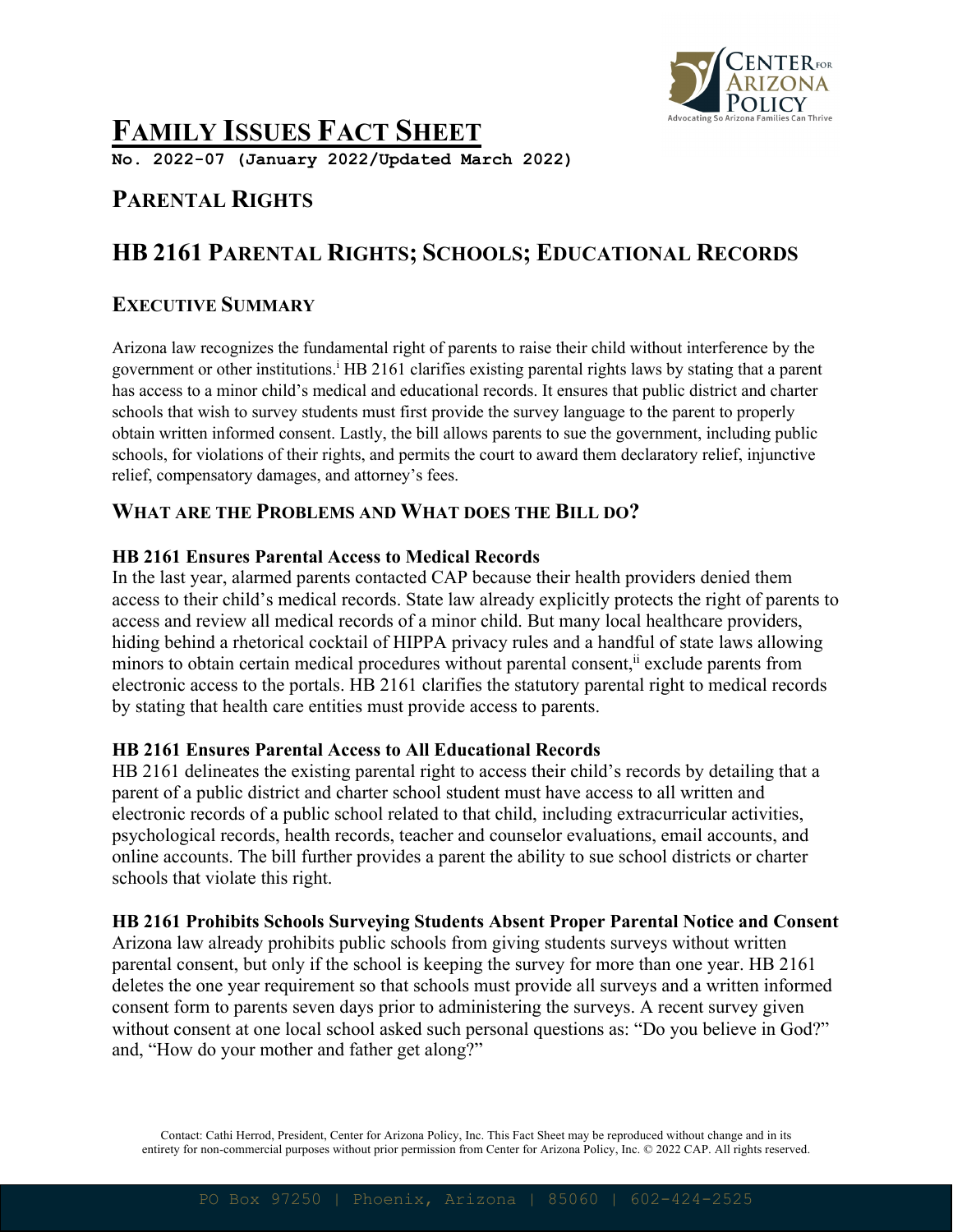# FAMILY ISSUES FACT SHEET

**No. 2022-07 (January 2022/Updated March 2022)**

## PARENTAL RIGHTS

## HB 2161 PARENTAL RIGHTS; SCHOOLS; EDUCATIONAL RECORDS

### EXECUTIVE SUMMARY

Arizona law recognizes the fundamental right of parents to raise their child without interference by the government or other institutions.[i] HB 2161 clarifies existing parental rights laws by stating that a parent has access to a minor child's medical and educational records. It ensures that public district and charter schools that wish to survey students must first provide the survey language to the parent to properly obtain written informed consent. Lastly, the bill allows parents to sue the government, including public schools, for violations of their rights, and permits the court to award them declaratory relief, injunctive relief, compensatory damages, and attorney's fees.

### WHAT ARE THE PROBLEMS AND WHAT DOES THE BILL DO?

**HB 2161 Ensures Parental Access to Medical Records**

In the last year, alarmed parents contacted CAP because their health providers denied them access to their child's medical records. State law already explicitly protects the right of parents to access and review all medical records of a minor child. But many local healthcare providers, hiding behind a rhetorical cocktail of HIPPA privacy rules and a handful of state laws allowing minors to obtain certain medical procedures without parental consent,[ii] exclude parents from electronic access to the portals. HB 2161 clarifies the statutory parental right to medical records by stating that health care entities must provide access to parents.

**HB 2161 Ensures Parental Access to All Educational Records**

HB 2161 delineates the existing parental right to access their child's records by detailing that a parent of a public district and charter school student must have access to all written and electronic records of a public school related to that child, including extracurricular activities, psychological records, health records, teacher and counselor evaluations, email accounts, and online accounts. The bill further provides a parent the ability to sue school districts or charter schools that violate this right.

**HB 2161 Prohibits Schools Surveying Students Absent Proper Parental Notice and Consent**

Arizona law already prohibits public schools from giving students surveys without written parental consent, but only if the school is keeping the survey for more than one year. HB 2161 deletes the one year requirement so that schools must provide all surveys and a written informed consent form to parents seven days prior to administering the surveys. A recent survey given without consent at one local school asked such personal questions as: "Do you believe in God?" and, "How do your mother and father get along?"

Contact: Cathi Herrod, President, Center for Arizona Policy, Inc. This Fact Sheet may be reproduced without change and in its entirety for non-commercial purposes without prior permission from Center for Arizona Policy, Inc. © 2022 CAP. All rights reserved.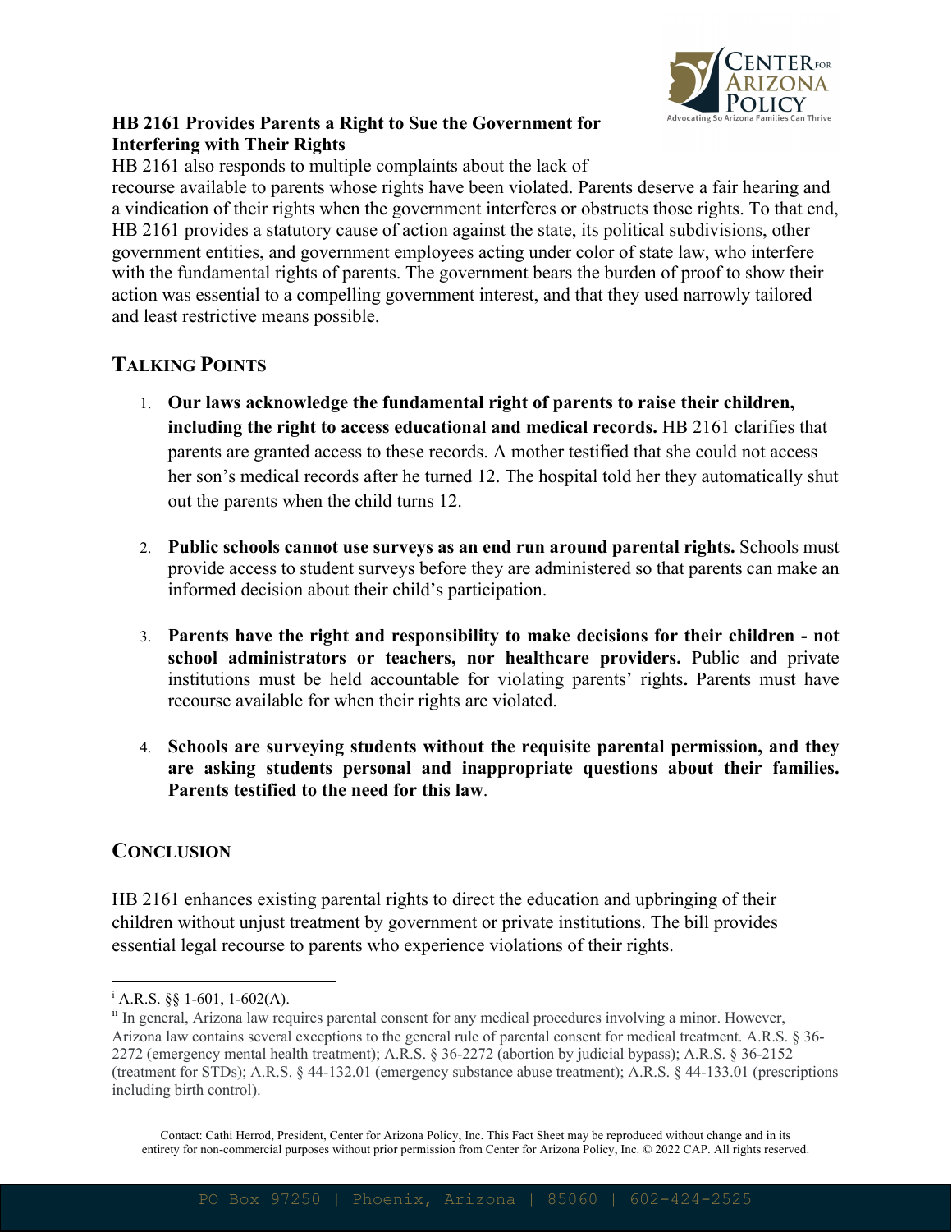**HB 2161 Provides Parents a Right to Sue the Government for Interfering with Their Rights**

HB 2161 also responds to multiple complaints about the lack of recourse available to parents whose rights have been violated. Parents deserve a fair hearing and a vindication of their rights when the government interferes or obstructs those rights. To that end, HB 2161 provides a statutory cause of action against the state, its political subdivisions, other government entities, and government employees acting under color of state law, who interfere with the fundamental rights of parents. The government bears the burden of proof to show their action was essential to a compelling government interest, and that they used narrowly tailored and least restrictive means possible.

## TALKING POINTS

1. **Our laws acknowledge the fundamental right of parents to raise their children, including the right to access educational and medical records.** HB 2161 clarifies that parents are granted access to these records. A mother testified that she could not access her son's medical records after he turned 12. The hospital told her they automatically shut out the parents when the child turns 12.

2. **Public schools cannot use surveys as an end run around parental rights.** Schools must provide access to student surveys before they are administered so that parents can make an informed decision about their child's participation.

3. **Parents have the right and responsibility to make decisions for their children - not school administrators or teachers, nor healthcare providers.** Public and private institutions must be held accountable for violating parents' rights**.** Parents must have recourse available for when their rights are violated.

4. **Schools are surveying students without the requisite parental permission, and they are asking students personal and inappropriate questions about their families. Parents testified to the need for this law**.

## CONCLUSION

HB 2161 enhances existing parental rights to direct the education and upbringing of their children without unjust treatment by government or private institutions. The bill provides essential legal recourse to parents who experience violations of their rights.

---

[i] A.R.S. §§ 1-601, 1-602(A).

[ii] In general, Arizona law requires parental consent for any medical procedures involving a minor. However, Arizona law contains several exceptions to the general rule of parental consent for medical treatment. A.R.S. § 36-2272 (emergency mental health treatment); A.R.S. § 36-2272 (abortion by judicial bypass); A.R.S. § 36-2152 (treatment for STDs); A.R.S. § 44-132.01 (emergency substance abuse treatment); A.R.S. § 44-133.01 (prescriptions including birth control).

Contact: Cathi Herrod, President, Center for Arizona Policy, Inc. This Fact Sheet may be reproduced without change and in its entirety for non-commercial purposes without prior permission from Center for Arizona Policy, Inc. © 2022 CAP. All rights reserved.

PO Box 97250 | Phoenix, Arizona | 85060 | 602-424-2525